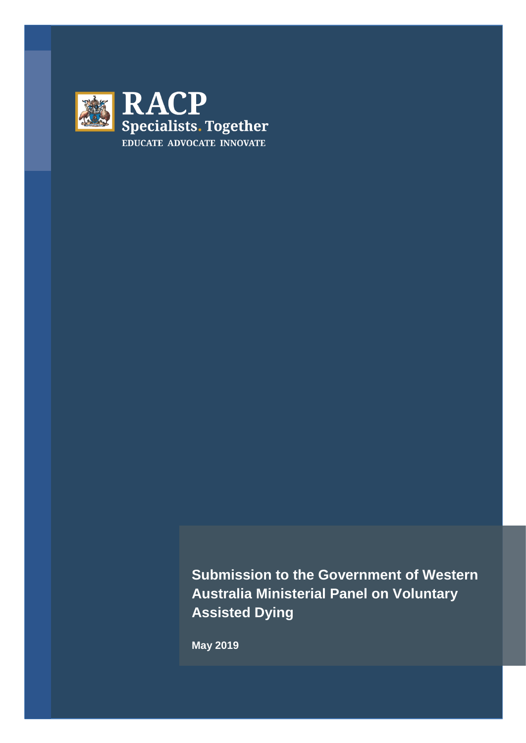RACP

Specialists. Together

EDUCATE ADVOCATE INNOVATE

# Submission to the Government of Western Australia Ministerial Panel on Voluntary Assisted Dying

**May 2019**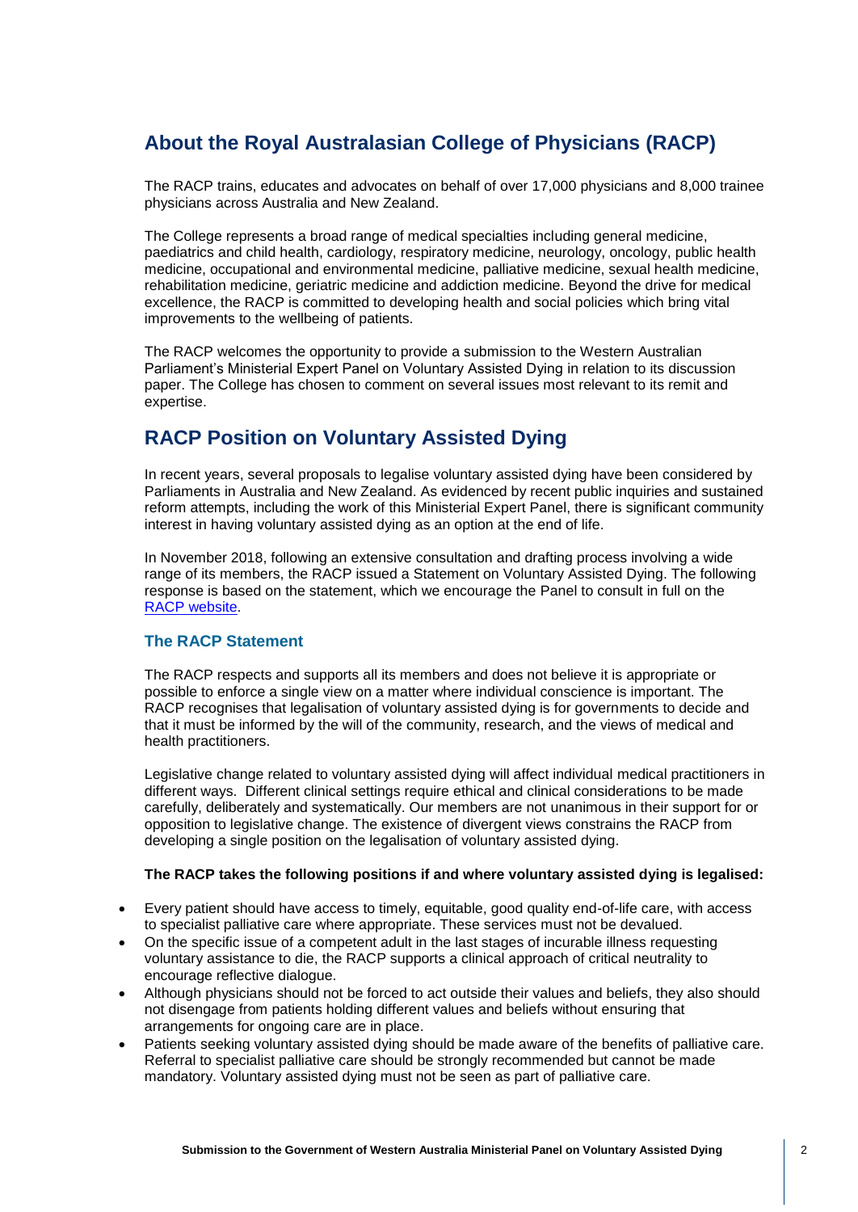## About the Royal Australasian College of Physicians (RACP)

The RACP trains, educates and advocates on behalf of over 17,000 physicians and 8,000 trainee physicians across Australia and New Zealand.

The College represents a broad range of medical specialties including general medicine, paediatrics and child health, cardiology, respiratory medicine, neurology, oncology, public health medicine, occupational and environmental medicine, palliative medicine, sexual health medicine, rehabilitation medicine, geriatric medicine and addiction medicine. Beyond the drive for medical excellence, the RACP is committed to developing health and social policies which bring vital improvements to the wellbeing of patients.

The RACP welcomes the opportunity to provide a submission to the Western Australian Parliament's Ministerial Expert Panel on Voluntary Assisted Dying in relation to its discussion paper. The College has chosen to comment on several issues most relevant to its remit and expertise.

## RACP Position on Voluntary Assisted Dying

In recent years, several proposals to legalise voluntary assisted dying have been considered by Parliaments in Australia and New Zealand. As evidenced by recent public inquiries and sustained reform attempts, including the work of this Ministerial Expert Panel, there is significant community interest in having voluntary assisted dying as an option at the end of life.

In November 2018, following an extensive consultation and drafting process involving a wide range of its members, the RACP issued a Statement on Voluntary Assisted Dying. The following response is based on the statement, which we encourage the Panel to consult in full on the RACP website.

### The RACP Statement

The RACP respects and supports all its members and does not believe it is appropriate or possible to enforce a single view on a matter where individual conscience is important. The RACP recognises that legalisation of voluntary assisted dying is for governments to decide and that it must be informed by the will of the community, research, and the views of medical and health practitioners.

Legislative change related to voluntary assisted dying will affect individual medical practitioners in different ways. Different clinical settings require ethical and clinical considerations to be made carefully, deliberately and systematically. Our members are not unanimous in their support for or opposition to legislative change. The existence of divergent views constrains the RACP from developing a single position on the legalisation of voluntary assisted dying.

**The RACP takes the following positions if and where voluntary assisted dying is legalised:**

- Every patient should have access to timely, equitable, good quality end-of-life care, with access to specialist palliative care where appropriate. These services must not be devalued.
- On the specific issue of a competent adult in the last stages of incurable illness requesting voluntary assistance to die, the RACP supports a clinical approach of critical neutrality to encourage reflective dialogue.
- Although physicians should not be forced to act outside their values and beliefs, they also should not disengage from patients holding different values and beliefs without ensuring that arrangements for ongoing care are in place.
- Patients seeking voluntary assisted dying should be made aware of the benefits of palliative care. Referral to specialist palliative care should be strongly recommended but cannot be made mandatory. Voluntary assisted dying must not be seen as part of palliative care.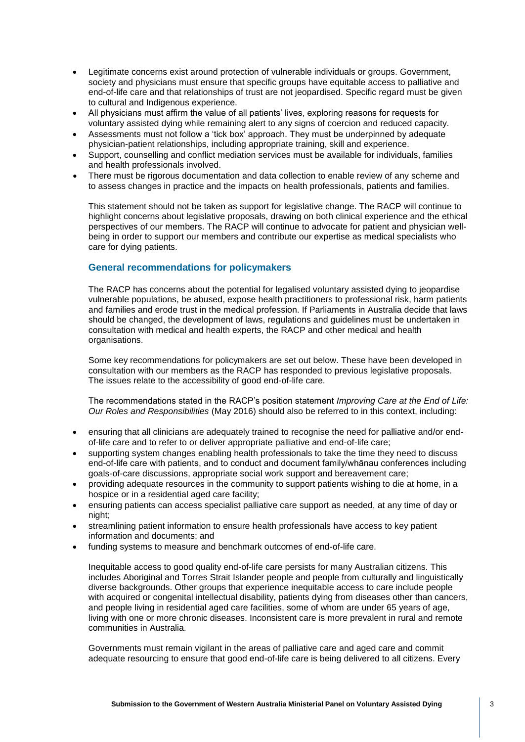- Legitimate concerns exist around protection of vulnerable individuals or groups. Government, society and physicians must ensure that specific groups have equitable access to palliative and end-of-life care and that relationships of trust are not jeopardised. Specific regard must be given to cultural and Indigenous experience.
- All physicians must affirm the value of all patients' lives, exploring reasons for requests for voluntary assisted dying while remaining alert to any signs of coercion and reduced capacity.
- Assessments must not follow a 'tick box' approach. They must be underpinned by adequate physician-patient relationships, including appropriate training, skill and experience.
- Support, counselling and conflict mediation services must be available for individuals, families and health professionals involved.
- There must be rigorous documentation and data collection to enable review of any scheme and to assess changes in practice and the impacts on health professionals, patients and families.

This statement should not be taken as support for legislative change. The RACP will continue to highlight concerns about legislative proposals, drawing on both clinical experience and the ethical perspectives of our members. The RACP will continue to advocate for patient and physician well-being in order to support our members and contribute our expertise as medical specialists who care for dying patients.

### General recommendations for policymakers

The RACP has concerns about the potential for legalised voluntary assisted dying to jeopardise vulnerable populations, be abused, expose health practitioners to professional risk, harm patients and families and erode trust in the medical profession. If Parliaments in Australia decide that laws should be changed, the development of laws, regulations and guidelines must be undertaken in consultation with medical and health experts, the RACP and other medical and health organisations.

Some key recommendations for policymakers are set out below. These have been developed in consultation with our members as the RACP has responded to previous legislative proposals. The issues relate to the accessibility of good end-of-life care.

The recommendations stated in the RACP's position statement *Improving Care at the End of Life: Our Roles and Responsibilities* (May 2016) should also be referred to in this context, including:

- ensuring that all clinicians are adequately trained to recognise the need for palliative and/or end-of-life care and to refer to or deliver appropriate palliative and end-of-life care;
- supporting system changes enabling health professionals to take the time they need to discuss end-of-life care with patients, and to conduct and document family/whānau conferences including goals-of-care discussions, appropriate social work support and bereavement care;
- providing adequate resources in the community to support patients wishing to die at home, in a hospice or in a residential aged care facility;
- ensuring patients can access specialist palliative care support as needed, at any time of day or night;
- streamlining patient information to ensure health professionals have access to key patient information and documents; and
- funding systems to measure and benchmark outcomes of end-of-life care.

Inequitable access to good quality end-of-life care persists for many Australian citizens. This includes Aboriginal and Torres Strait Islander people and people from culturally and linguistically diverse backgrounds. Other groups that experience inequitable access to care include people with acquired or congenital intellectual disability, patients dying from diseases other than cancers, and people living in residential aged care facilities, some of whom are under 65 years of age, living with one or more chronic diseases. Inconsistent care is more prevalent in rural and remote communities in Australia.

Governments must remain vigilant in the areas of palliative care and aged care and commit adequate resourcing to ensure that good end-of-life care is being delivered to all citizens. Every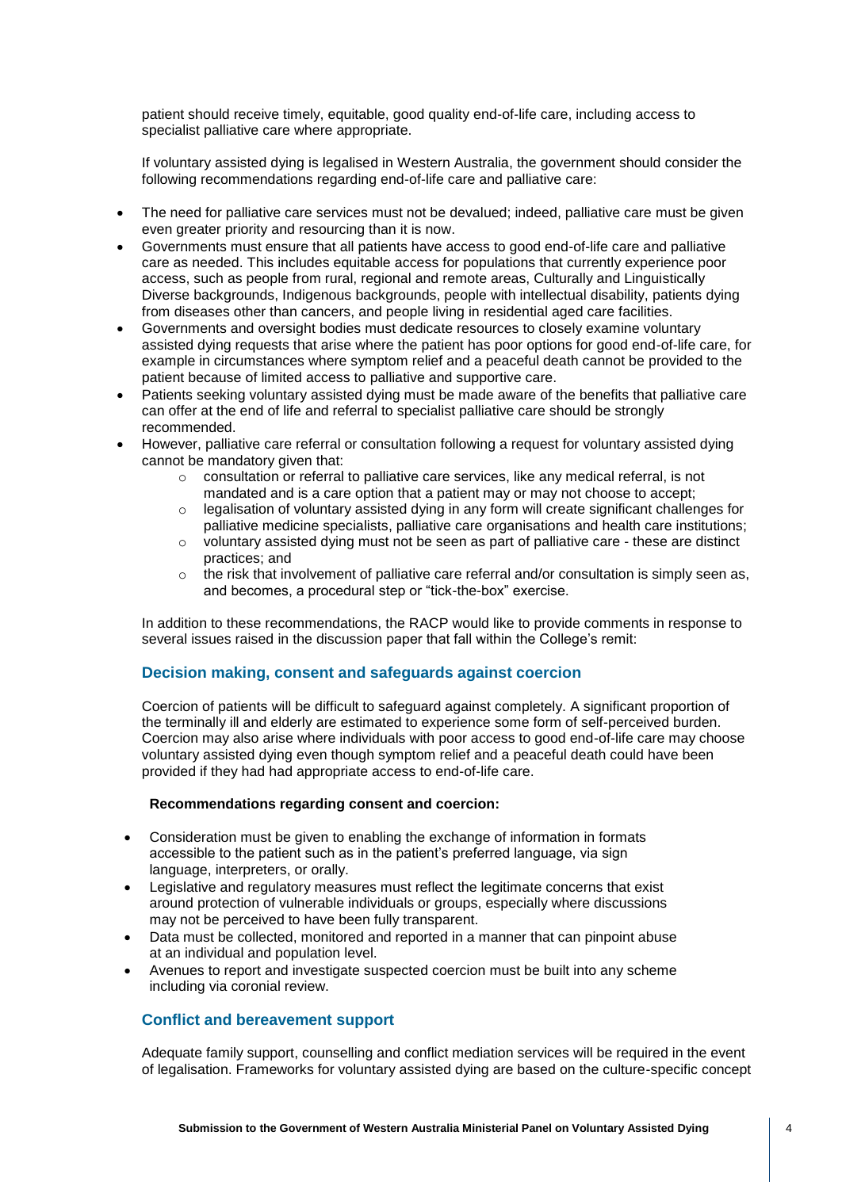patient should receive timely, equitable, good quality end-of-life care, including access to specialist palliative care where appropriate.

If voluntary assisted dying is legalised in Western Australia, the government should consider the following recommendations regarding end-of-life care and palliative care:

- The need for palliative care services must not be devalued; indeed, palliative care must be given even greater priority and resourcing than it is now.
- Governments must ensure that all patients have access to good end-of-life care and palliative care as needed. This includes equitable access for populations that currently experience poor access, such as people from rural, regional and remote areas, Culturally and Linguistically Diverse backgrounds, Indigenous backgrounds, people with intellectual disability, patients dying from diseases other than cancers, and people living in residential aged care facilities.
- Governments and oversight bodies must dedicate resources to closely examine voluntary assisted dying requests that arise where the patient has poor options for good end-of-life care, for example in circumstances where symptom relief and a peaceful death cannot be provided to the patient because of limited access to palliative and supportive care.
- Patients seeking voluntary assisted dying must be made aware of the benefits that palliative care can offer at the end of life and referral to specialist palliative care should be strongly recommended.
- However, palliative care referral or consultation following a request for voluntary assisted dying cannot be mandatory given that:
  - consultation or referral to palliative care services, like any medical referral, is not mandated and is a care option that a patient may or may not choose to accept;
  - legalisation of voluntary assisted dying in any form will create significant challenges for palliative medicine specialists, palliative care organisations and health care institutions;
  - voluntary assisted dying must not be seen as part of palliative care - these are distinct practices; and
  - the risk that involvement of palliative care referral and/or consultation is simply seen as, and becomes, a procedural step or "tick-the-box" exercise.

In addition to these recommendations, the RACP would like to provide comments in response to several issues raised in the discussion paper that fall within the College's remit:

## Decision making, consent and safeguards against coercion

Coercion of patients will be difficult to safeguard against completely. A significant proportion of the terminally ill and elderly are estimated to experience some form of self-perceived burden. Coercion may also arise where individuals with poor access to good end-of-life care may choose voluntary assisted dying even though symptom relief and a peaceful death could have been provided if they had had appropriate access to end-of-life care.

**Recommendations regarding consent and coercion:**

- Consideration must be given to enabling the exchange of information in formats accessible to the patient such as in the patient's preferred language, via sign language, interpreters, or orally.
- Legislative and regulatory measures must reflect the legitimate concerns that exist around protection of vulnerable individuals or groups, especially where discussions may not be perceived to have been fully transparent.
- Data must be collected, monitored and reported in a manner that can pinpoint abuse at an individual and population level.
- Avenues to report and investigate suspected coercion must be built into any scheme including via coronial review.

## Conflict and bereavement support

Adequate family support, counselling and conflict mediation services will be required in the event of legalisation. Frameworks for voluntary assisted dying are based on the culture-specific concept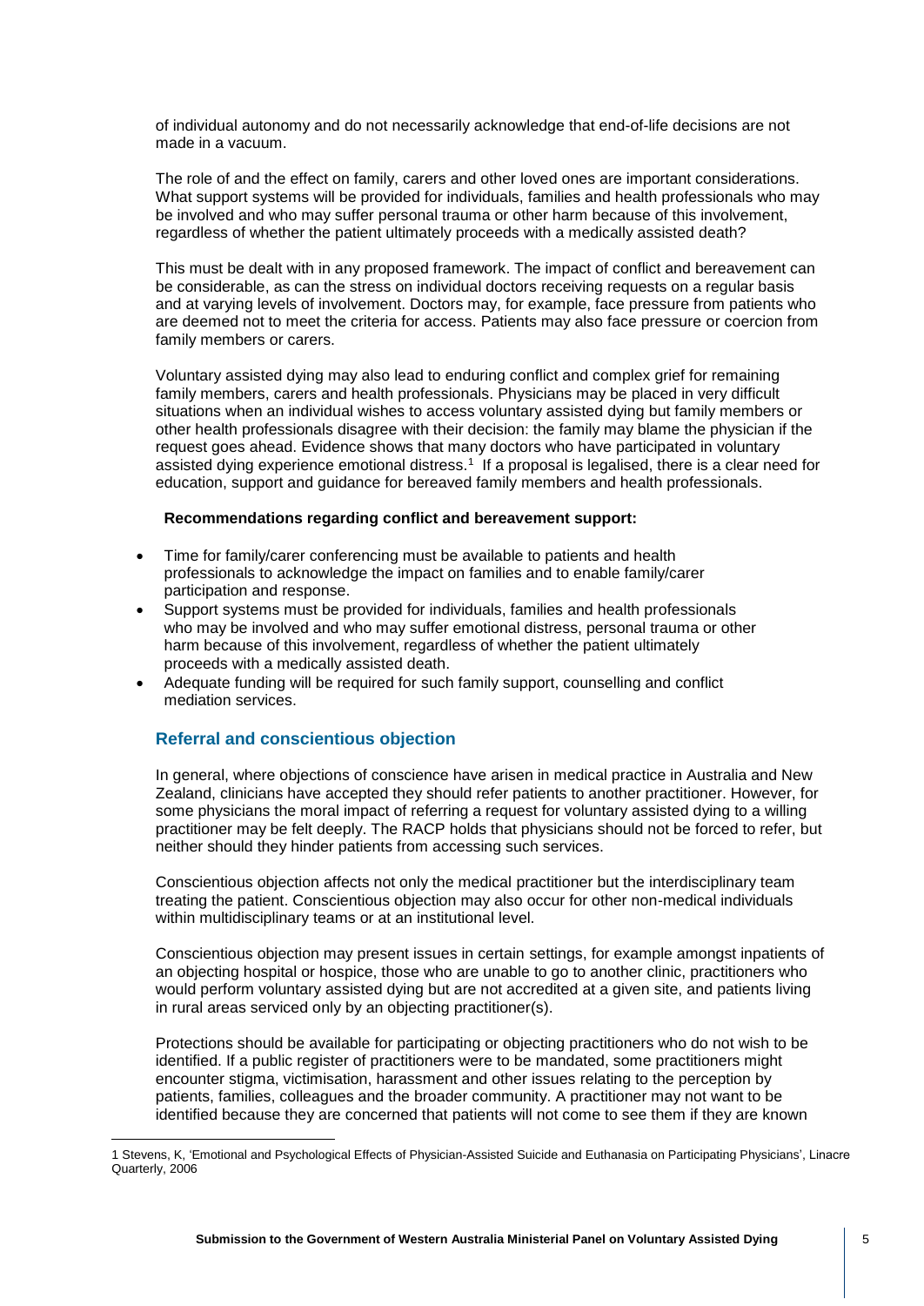of individual autonomy and do not necessarily acknowledge that end-of-life decisions are not made in a vacuum.

The role of and the effect on family, carers and other loved ones are important considerations. What support systems will be provided for individuals, families and health professionals who may be involved and who may suffer personal trauma or other harm because of this involvement, regardless of whether the patient ultimately proceeds with a medically assisted death?

This must be dealt with in any proposed framework. The impact of conflict and bereavement can be considerable, as can the stress on individual doctors receiving requests on a regular basis and at varying levels of involvement. Doctors may, for example, face pressure from patients who are deemed not to meet the criteria for access. Patients may also face pressure or coercion from family members or carers.

Voluntary assisted dying may also lead to enduring conflict and complex grief for remaining family members, carers and health professionals. Physicians may be placed in very difficult situations when an individual wishes to access voluntary assisted dying but family members or other health professionals disagree with their decision: the family may blame the physician if the request goes ahead. Evidence shows that many doctors who have participated in voluntary assisted dying experience emotional distress.[1] If a proposal is legalised, there is a clear need for education, support and guidance for bereaved family members and health professionals.

**Recommendations regarding conflict and bereavement support:**

- Time for family/carer conferencing must be available to patients and health professionals to acknowledge the impact on families and to enable family/carer participation and response.
- Support systems must be provided for individuals, families and health professionals who may be involved and who may suffer emotional distress, personal trauma or other harm because of this involvement, regardless of whether the patient ultimately proceeds with a medically assisted death.
- Adequate funding will be required for such family support, counselling and conflict mediation services.

## Referral and conscientious objection

In general, where objections of conscience have arisen in medical practice in Australia and New Zealand, clinicians have accepted they should refer patients to another practitioner. However, for some physicians the moral impact of referring a request for voluntary assisted dying to a willing practitioner may be felt deeply. The RACP holds that physicians should not be forced to refer, but neither should they hinder patients from accessing such services.

Conscientious objection affects not only the medical practitioner but the interdisciplinary team treating the patient. Conscientious objection may also occur for other non-medical individuals within multidisciplinary teams or at an institutional level.

Conscientious objection may present issues in certain settings, for example amongst inpatients of an objecting hospital or hospice, those who are unable to go to another clinic, practitioners who would perform voluntary assisted dying but are not accredited at a given site, and patients living in rural areas serviced only by an objecting practitioner(s).

Protections should be available for participating or objecting practitioners who do not wish to be identified. If a public register of practitioners were to be mandated, some practitioners might encounter stigma, victimisation, harassment and other issues relating to the perception by patients, families, colleagues and the broader community. A practitioner may not want to be identified because they are concerned that patients will not come to see them if they are known

---

1 Stevens, K, 'Emotional and Psychological Effects of Physician-Assisted Suicide and Euthanasia on Participating Physicians', Linacre Quarterly, 2006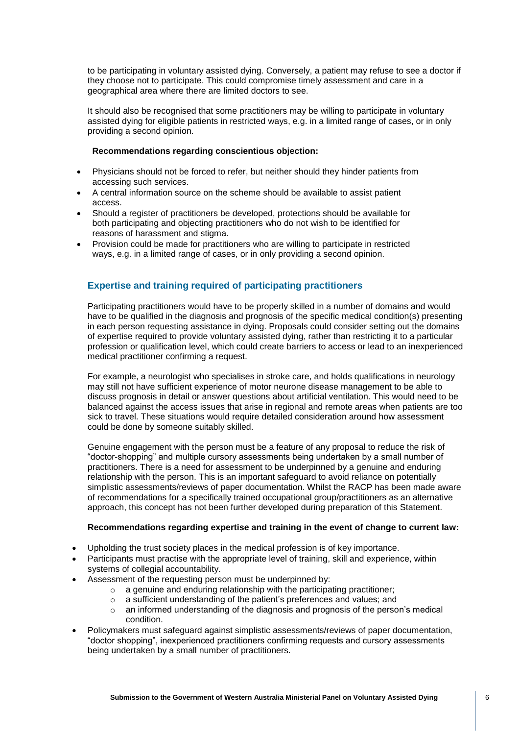to be participating in voluntary assisted dying. Conversely, a patient may refuse to see a doctor if they choose not to participate. This could compromise timely assessment and care in a geographical area where there are limited doctors to see.

It should also be recognised that some practitioners may be willing to participate in voluntary assisted dying for eligible patients in restricted ways, e.g. in a limited range of cases, or in only providing a second opinion.

**Recommendations regarding conscientious objection:**

- Physicians should not be forced to refer, but neither should they hinder patients from accessing such services.
- A central information source on the scheme should be available to assist patient access.
- Should a register of practitioners be developed, protections should be available for both participating and objecting practitioners who do not wish to be identified for reasons of harassment and stigma.
- Provision could be made for practitioners who are willing to participate in restricted ways, e.g. in a limited range of cases, or in only providing a second opinion.

## Expertise and training required of participating practitioners

Participating practitioners would have to be properly skilled in a number of domains and would have to be qualified in the diagnosis and prognosis of the specific medical condition(s) presenting in each person requesting assistance in dying. Proposals could consider setting out the domains of expertise required to provide voluntary assisted dying, rather than restricting it to a particular profession or qualification level, which could create barriers to access or lead to an inexperienced medical practitioner confirming a request.

For example, a neurologist who specialises in stroke care, and holds qualifications in neurology may still not have sufficient experience of motor neurone disease management to be able to discuss prognosis in detail or answer questions about artificial ventilation. This would need to be balanced against the access issues that arise in regional and remote areas when patients are too sick to travel. These situations would require detailed consideration around how assessment could be done by someone suitably skilled.

Genuine engagement with the person must be a feature of any proposal to reduce the risk of "doctor-shopping" and multiple cursory assessments being undertaken by a small number of practitioners. There is a need for assessment to be underpinned by a genuine and enduring relationship with the person. This is an important safeguard to avoid reliance on potentially simplistic assessments/reviews of paper documentation. Whilst the RACP has been made aware of recommendations for a specifically trained occupational group/practitioners as an alternative approach, this concept has not been further developed during preparation of this Statement.

**Recommendations regarding expertise and training in the event of change to current law:**

- Upholding the trust society places in the medical profession is of key importance.
- Participants must practise with the appropriate level of training, skill and experience, within systems of collegial accountability.
- Assessment of the requesting person must be underpinned by:
  - a genuine and enduring relationship with the participating practitioner;
  - a sufficient understanding of the patient's preferences and values; and
  - an informed understanding of the diagnosis and prognosis of the person's medical condition.
- Policymakers must safeguard against simplistic assessments/reviews of paper documentation, "doctor shopping", inexperienced practitioners confirming requests and cursory assessments being undertaken by a small number of practitioners.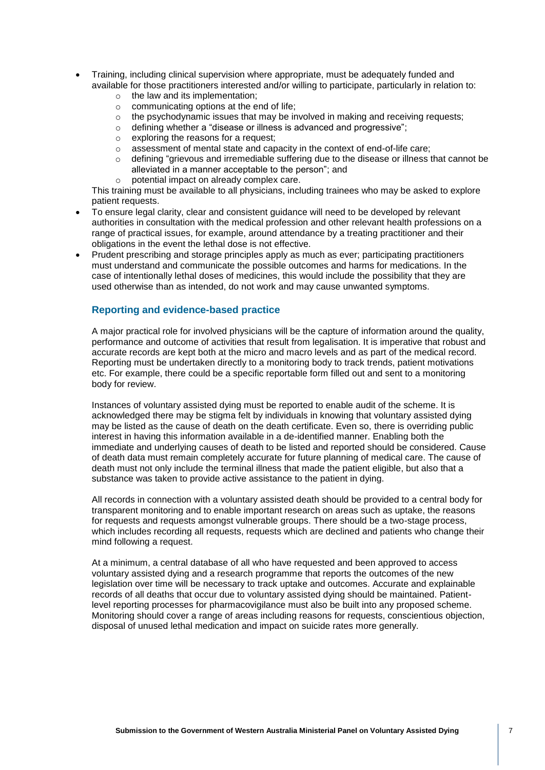- Training, including clinical supervision where appropriate, must be adequately funded and available for those practitioners interested and/or willing to participate, particularly in relation to:
  - the law and its implementation;
  - communicating options at the end of life;
  - the psychodynamic issues that may be involved in making and receiving requests;
  - defining whether a "disease or illness is advanced and progressive";
  - exploring the reasons for a request;
  - assessment of mental state and capacity in the context of end-of-life care;
  - defining "grievous and irremediable suffering due to the disease or illness that cannot be alleviated in a manner acceptable to the person"; and
  - potential impact on already complex care.

  This training must be available to all physicians, including trainees who may be asked to explore patient requests.
- To ensure legal clarity, clear and consistent guidance will need to be developed by relevant authorities in consultation with the medical profession and other relevant health professions on a range of practical issues, for example, around attendance by a treating practitioner and their obligations in the event the lethal dose is not effective.
- Prudent prescribing and storage principles apply as much as ever; participating practitioners must understand and communicate the possible outcomes and harms for medications. In the case of intentionally lethal doses of medicines, this would include the possibility that they are used otherwise than as intended, do not work and may cause unwanted symptoms.

### Reporting and evidence-based practice

A major practical role for involved physicians will be the capture of information around the quality, performance and outcome of activities that result from legalisation. It is imperative that robust and accurate records are kept both at the micro and macro levels and as part of the medical record. Reporting must be undertaken directly to a monitoring body to track trends, patient motivations etc. For example, there could be a specific reportable form filled out and sent to a monitoring body for review.

Instances of voluntary assisted dying must be reported to enable audit of the scheme. It is acknowledged there may be stigma felt by individuals in knowing that voluntary assisted dying may be listed as the cause of death on the death certificate. Even so, there is overriding public interest in having this information available in a de-identified manner. Enabling both the immediate and underlying causes of death to be listed and reported should be considered. Cause of death data must remain completely accurate for future planning of medical care. The cause of death must not only include the terminal illness that made the patient eligible, but also that a substance was taken to provide active assistance to the patient in dying.

All records in connection with a voluntary assisted death should be provided to a central body for transparent monitoring and to enable important research on areas such as uptake, the reasons for requests and requests amongst vulnerable groups. There should be a two-stage process, which includes recording all requests, requests which are declined and patients who change their mind following a request.

At a minimum, a central database of all who have requested and been approved to access voluntary assisted dying and a research programme that reports the outcomes of the new legislation over time will be necessary to track uptake and outcomes. Accurate and explainable records of all deaths that occur due to voluntary assisted dying should be maintained. Patient-level reporting processes for pharmacovigilance must also be built into any proposed scheme. Monitoring should cover a range of areas including reasons for requests, conscientious objection, disposal of unused lethal medication and impact on suicide rates more generally.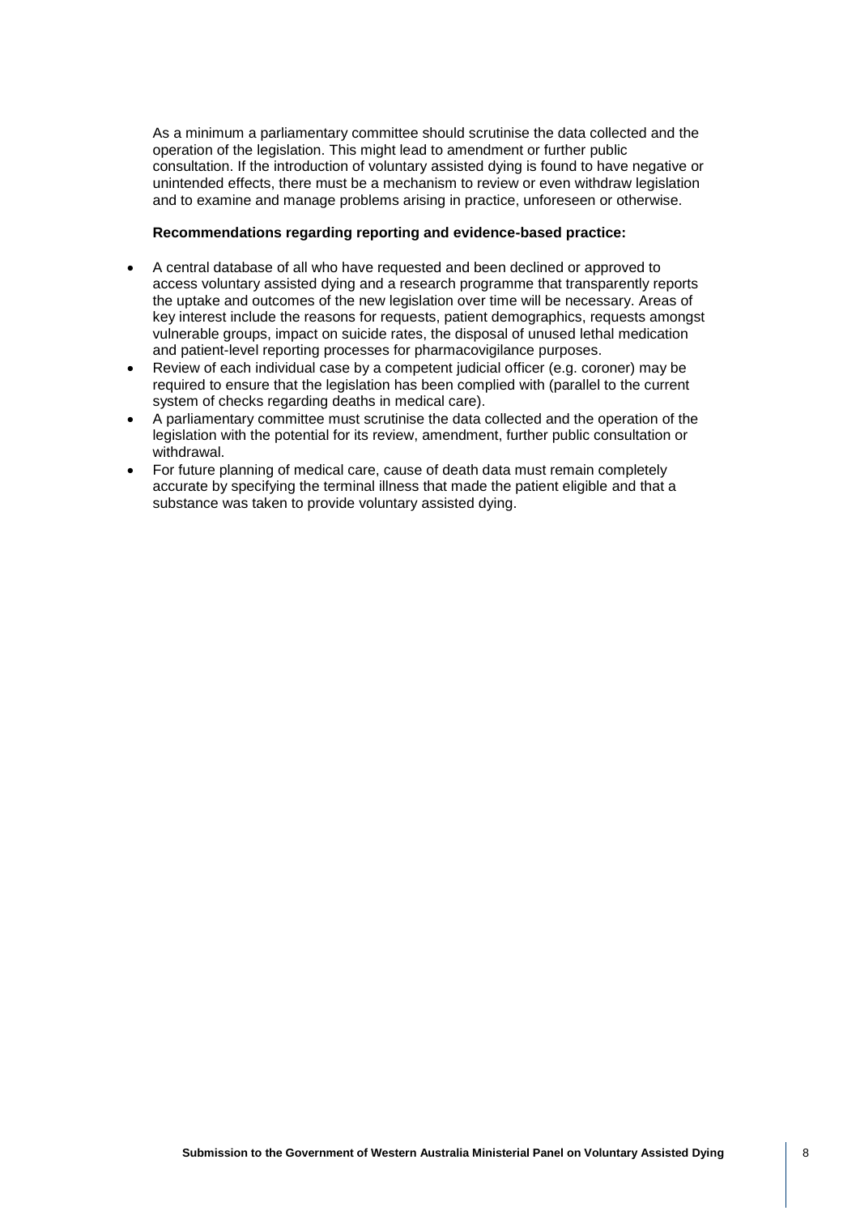As a minimum a parliamentary committee should scrutinise the data collected and the operation of the legislation. This might lead to amendment or further public consultation. If the introduction of voluntary assisted dying is found to have negative or unintended effects, there must be a mechanism to review or even withdraw legislation and to examine and manage problems arising in practice, unforeseen or otherwise.

**Recommendations regarding reporting and evidence-based practice:**

- A central database of all who have requested and been declined or approved to access voluntary assisted dying and a research programme that transparently reports the uptake and outcomes of the new legislation over time will be necessary. Areas of key interest include the reasons for requests, patient demographics, requests amongst vulnerable groups, impact on suicide rates, the disposal of unused lethal medication and patient-level reporting processes for pharmacovigilance purposes.
- Review of each individual case by a competent judicial officer (e.g. coroner) may be required to ensure that the legislation has been complied with (parallel to the current system of checks regarding deaths in medical care).
- A parliamentary committee must scrutinise the data collected and the operation of the legislation with the potential for its review, amendment, further public consultation or withdrawal.
- For future planning of medical care, cause of death data must remain completely accurate by specifying the terminal illness that made the patient eligible and that a substance was taken to provide voluntary assisted dying.